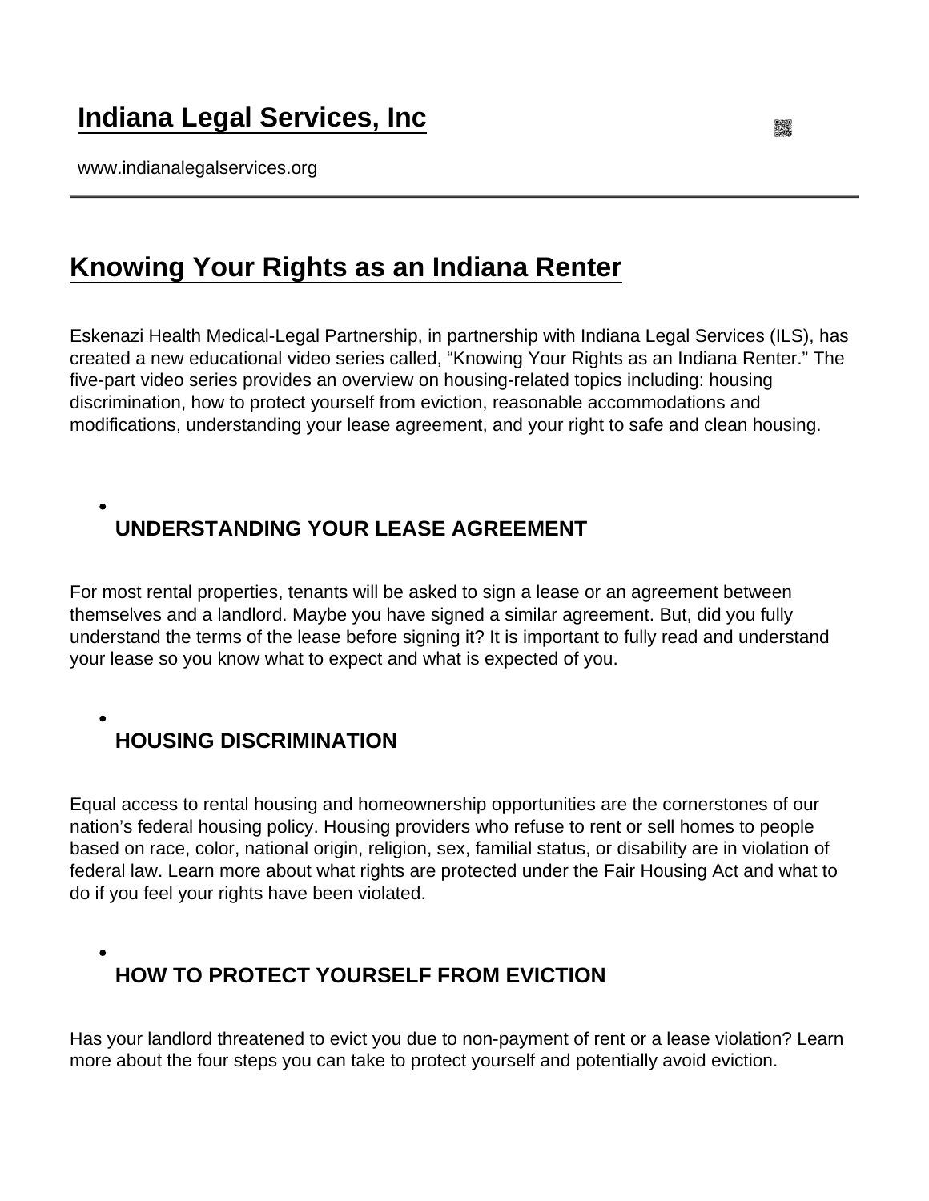# Indiana Legal Services, Inc

www.indianalegalservices.org

## Knowing Your Rights as an Indiana Renter

Eskenazi Health Medical-Legal Partnership, in partnership with Indiana Legal Services (ILS), has created a new educational video series called, "Knowing Your Rights as an Indiana Renter." The five-part video series provides an overview on housing-related topics including: housing discrimination, how to protect yourself from eviction, reasonable accommodations and modifications, understanding your lease agreement, and your right to safe and clean housing.

- ### UNDERSTANDING YOUR LEASE AGREEMENT

For most rental properties, tenants will be asked to sign a lease or an agreement between themselves and a landlord. Maybe you have signed a similar agreement. But, did you fully understand the terms of the lease before signing it? It is important to fully read and understand your lease so you know what to expect and what is expected of you.

- ### HOUSING DISCRIMINATION

Equal access to rental housing and homeownership opportunities are the cornerstones of our nation's federal housing policy. Housing providers who refuse to rent or sell homes to people based on race, color, national origin, religion, sex, familial status, or disability are in violation of federal law. Learn more about what rights are protected under the Fair Housing Act and what to do if you feel your rights have been violated.

- ### HOW TO PROTECT YOURSELF FROM EVICTION

Has your landlord threatened to evict you due to non-payment of rent or a lease violation? Learn more about the four steps you can take to protect yourself and potentially avoid eviction.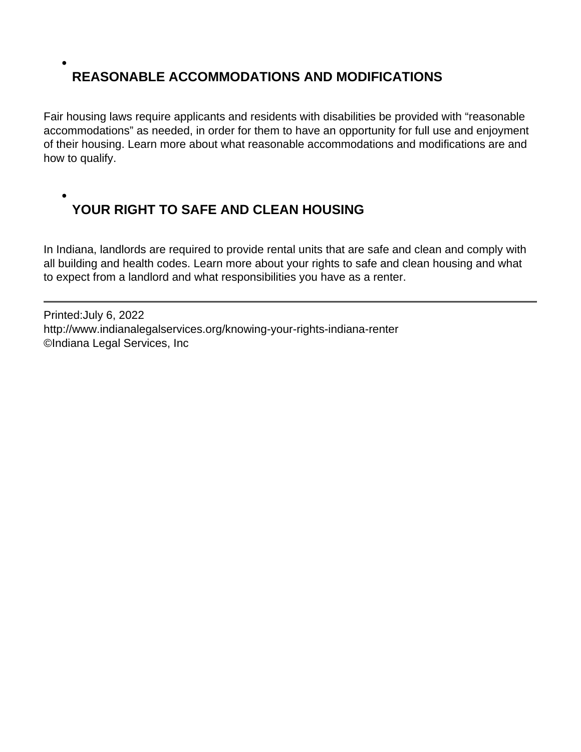- **REASONABLE ACCOMMODATIONS AND MODIFICATIONS**

Fair housing laws require applicants and residents with disabilities be provided with “reasonable accommodations” as needed, in order for them to have an opportunity for full use and enjoyment of their housing. Learn more about what reasonable accommodations and modifications are and how to qualify.

- **YOUR RIGHT TO SAFE AND CLEAN HOUSING**

In Indiana, landlords are required to provide rental units that are safe and clean and comply with all building and health codes. Learn more about your rights to safe and clean housing and what to expect from a landlord and what responsibilities you have as a renter.

---

Printed:July 6, 2022
http://www.indianalegalservices.org/knowing-your-rights-indiana-renter
©Indiana Legal Services, Inc